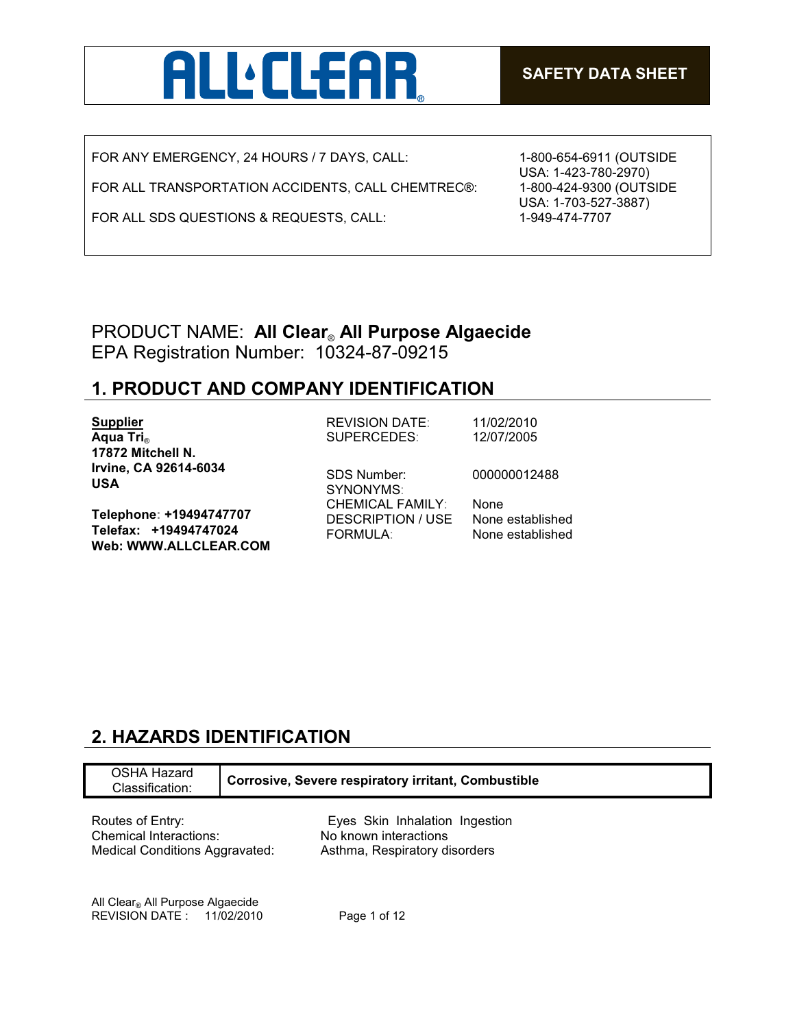ALL CLEAR®

SAFETY DATA SHEET

| | |
|---|---|
| FOR ANY EMERGENCY, 24 HOURS / 7 DAYS, CALL: | 1-800-654-6911 (OUTSIDE USA: 1-423-780-2970) |
| FOR ALL TRANSPORTATION ACCIDENTS, CALL CHEMTREC®: | 1-800-424-9300 (OUTSIDE USA: 1-703-527-3887) |
| FOR ALL SDS QUESTIONS & REQUESTS, CALL: | 1-949-474-7707 |

PRODUCT NAME: **All Clear® All Purpose Algaecide**
EPA Registration Number: 10324-87-09215

## 1. PRODUCT AND COMPANY IDENTIFICATION

**Supplier**
**Aqua Tri®**
**17872 Mitchell N.**
**Irvine, CA 92614-6034**
**USA**

**Telephone: +19494747707**
**Telefax: +19494747024**
**Web: WWW.ALLCLEAR.COM**

| | |
|---|---|
| REVISION DATE: | 11/02/2010 |
| SUPERCEDES: | 12/07/2005 |
| SDS Number: | 000000012488 |
| SYNONYMS: | |
| CHEMICAL FAMILY: | None |
| DESCRIPTION / USE | None established |
| FORMULA: | None established |

## 2. HAZARDS IDENTIFICATION

| OSHA Hazard Classification: | **Corrosive, Severe respiratory irritant, Combustible** |
|---|---|

| | |
|---|---|
| Routes of Entry: | Eyes Skin Inhalation Ingestion |
| Chemical Interactions: | No known interactions |
| Medical Conditions Aggravated: | Asthma, Respiratory disorders |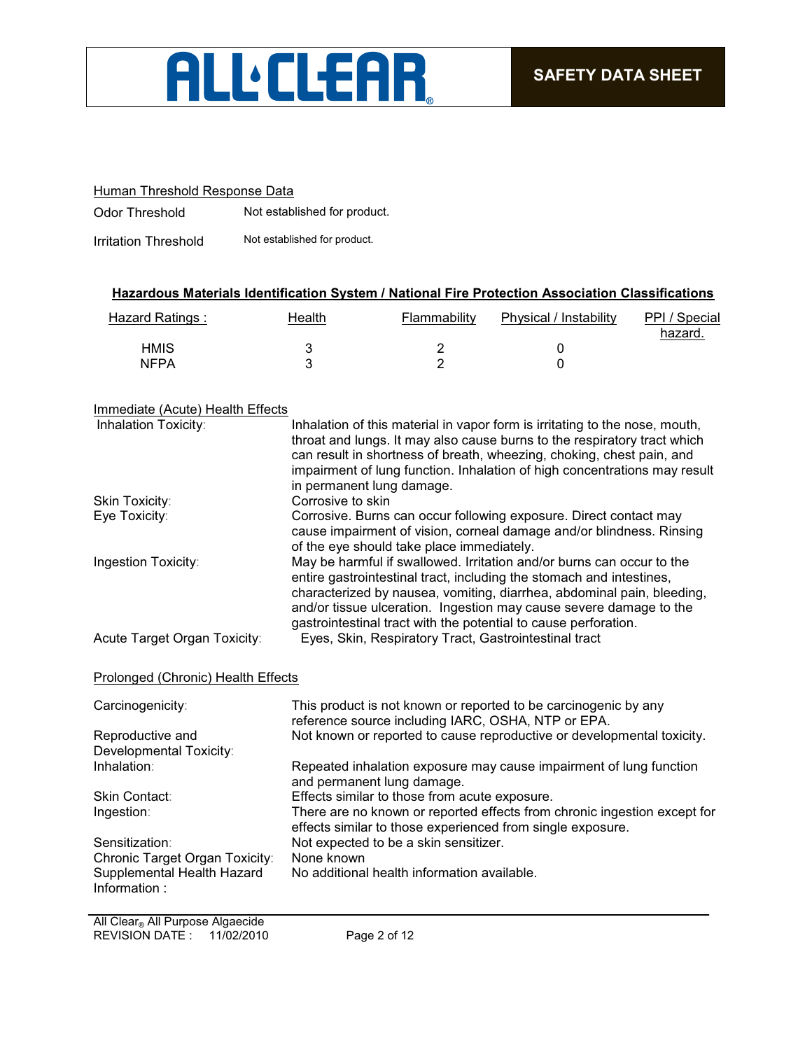Human Threshold Response Data

| | |
|---|---|
| Odor Threshold | Not established for product. |
| Irritation Threshold | Not established for product. |

**Hazardous Materials Identification System / National Fire Protection Association Classifications**

| Hazard Ratings : | Health | Flammability | Physical / Instability | PPI / Special hazard. |
|---|---|---|---|---|
| HMIS | 3 | 2 | 0 | |
| NFPA | 3 | 2 | 0 | |

Immediate (Acute) Health Effects

| | |
|---|---|
| Inhalation Toxicity: | Inhalation of this material in vapor form is irritating to the nose, mouth, throat and lungs. It may also cause burns to the respiratory tract which can result in shortness of breath, wheezing, choking, chest pain, and impairment of lung function. Inhalation of high concentrations may result in permanent lung damage. |
| Skin Toxicity: | Corrosive to skin |
| Eye Toxicity: | Corrosive. Burns can occur following exposure. Direct contact may cause impairment of vision, corneal damage and/or blindness. Rinsing of the eye should take place immediately. |
| Ingestion Toxicity: | May be harmful if swallowed. Irritation and/or burns can occur to the entire gastrointestinal tract, including the stomach and intestines, characterized by nausea, vomiting, diarrhea, abdominal pain, bleeding, and/or tissue ulceration. Ingestion may cause severe damage to the gastrointestinal tract with the potential to cause perforation. |
| Acute Target Organ Toxicity: | Eyes, Skin, Respiratory Tract, Gastrointestinal tract |

Prolonged (Chronic) Health Effects

| | |
|---|---|
| Carcinogenicity: | This product is not known or reported to be carcinogenic by any reference source including IARC, OSHA, NTP or EPA. |
| Reproductive and Developmental Toxicity: | Not known or reported to cause reproductive or developmental toxicity. |
| Inhalation: | Repeated inhalation exposure may cause impairment of lung function and permanent lung damage. |
| Skin Contact: | Effects similar to those from acute exposure. |
| Ingestion: | There are no known or reported effects from chronic ingestion except for effects similar to those experienced from single exposure. |
| Sensitization: | Not expected to be a skin sensitizer. |
| Chronic Target Organ Toxicity: | None known |
| Supplemental Health Hazard Information : | No additional health information available. |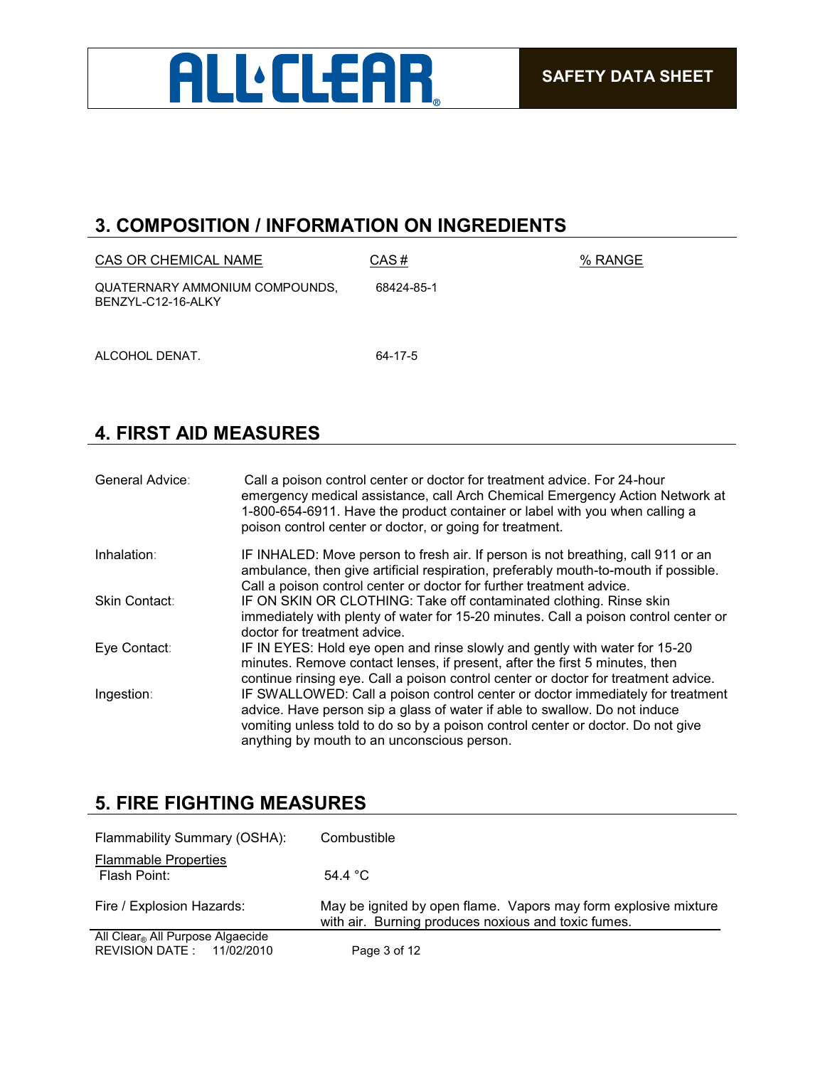## 3. COMPOSITION / INFORMATION ON INGREDIENTS

| CAS OR CHEMICAL NAME | CAS # | % RANGE |
| --- | --- | --- |
| QUATERNARY AMMONIUM COMPOUNDS, BENZYL-C12-16-ALKY | 68424-85-1 | |
| ALCOHOL DENAT. | 64-17-5 | |

## 4. FIRST AID MEASURES

| | |
| --- | --- |
| General Advice: | Call a poison control center or doctor for treatment advice. For 24-hour emergency medical assistance, call Arch Chemical Emergency Action Network at 1-800-654-6911. Have the product container or label with you when calling a poison control center or doctor, or going for treatment. |
| Inhalation: | IF INHALED: Move person to fresh air. If person is not breathing, call 911 or an ambulance, then give artificial respiration, preferably mouth-to-mouth if possible. Call a poison control center or doctor for further treatment advice. |
| Skin Contact: | IF ON SKIN OR CLOTHING: Take off contaminated clothing. Rinse skin immediately with plenty of water for 15-20 minutes. Call a poison control center or doctor for treatment advice. |
| Eye Contact: | IF IN EYES: Hold eye open and rinse slowly and gently with water for 15-20 minutes. Remove contact lenses, if present, after the first 5 minutes, then continue rinsing eye. Call a poison control center or doctor for treatment advice. |
| Ingestion: | IF SWALLOWED: Call a poison control center or doctor immediately for treatment advice. Have person sip a glass of water if able to swallow. Do not induce vomiting unless told to do so by a poison control center or doctor. Do not give anything by mouth to an unconscious person. |

## 5. FIRE FIGHTING MEASURES

| | |
| --- | --- |
| Flammability Summary (OSHA): | Combustible |
| Flammable Properties<br>Flash Point: | 54.4 °C |
| Fire / Explosion Hazards: | May be ignited by open flame. Vapors may form explosive mixture with air. Burning produces noxious and toxic fumes. |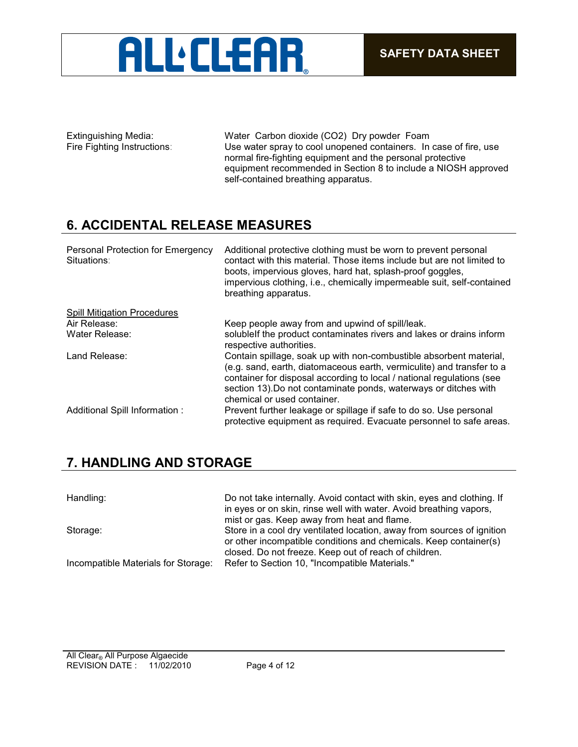Extinguishing Media: Water Carbon dioxide ($CO_2$) Dry powder Foam

Fire Fighting Instructions: Use water spray to cool unopened containers. In case of fire, use normal fire-fighting equipment and the personal protective equipment recommended in Section 8 to include a NIOSH approved self-contained breathing apparatus.

## 6. ACCIDENTAL RELEASE MEASURES

Personal Protection for Emergency Situations: Additional protective clothing must be worn to prevent personal contact with this material. Those items include but are not limited to boots, impervious gloves, hard hat, splash-proof goggles, impervious clothing, i.e., chemically impermeable suit, self-contained breathing apparatus.

Spill Mitigation Procedures

Air Release: Keep people away from and upwind of spill/leak.

Water Release: solubleIf the product contaminates rivers and lakes or drains inform respective authorities.

Land Release: Contain spillage, soak up with non-combustible absorbent material, (e.g. sand, earth, diatomaceous earth, vermiculite) and transfer to a container for disposal according to local / national regulations (see section 13).Do not contaminate ponds, waterways or ditches with chemical or used container.

Additional Spill Information : Prevent further leakage or spillage if safe to do so. Use personal protective equipment as required. Evacuate personnel to safe areas.

## 7. HANDLING AND STORAGE

Handling: Do not take internally. Avoid contact with skin, eyes and clothing. If in eyes or on skin, rinse well with water. Avoid breathing vapors, mist or gas. Keep away from heat and flame.

Storage: Store in a cool dry ventilated location, away from sources of ignition or other incompatible conditions and chemicals. Keep container(s) closed. Do not freeze. Keep out of reach of children.

Incompatible Materials for Storage: Refer to Section 10, "Incompatible Materials."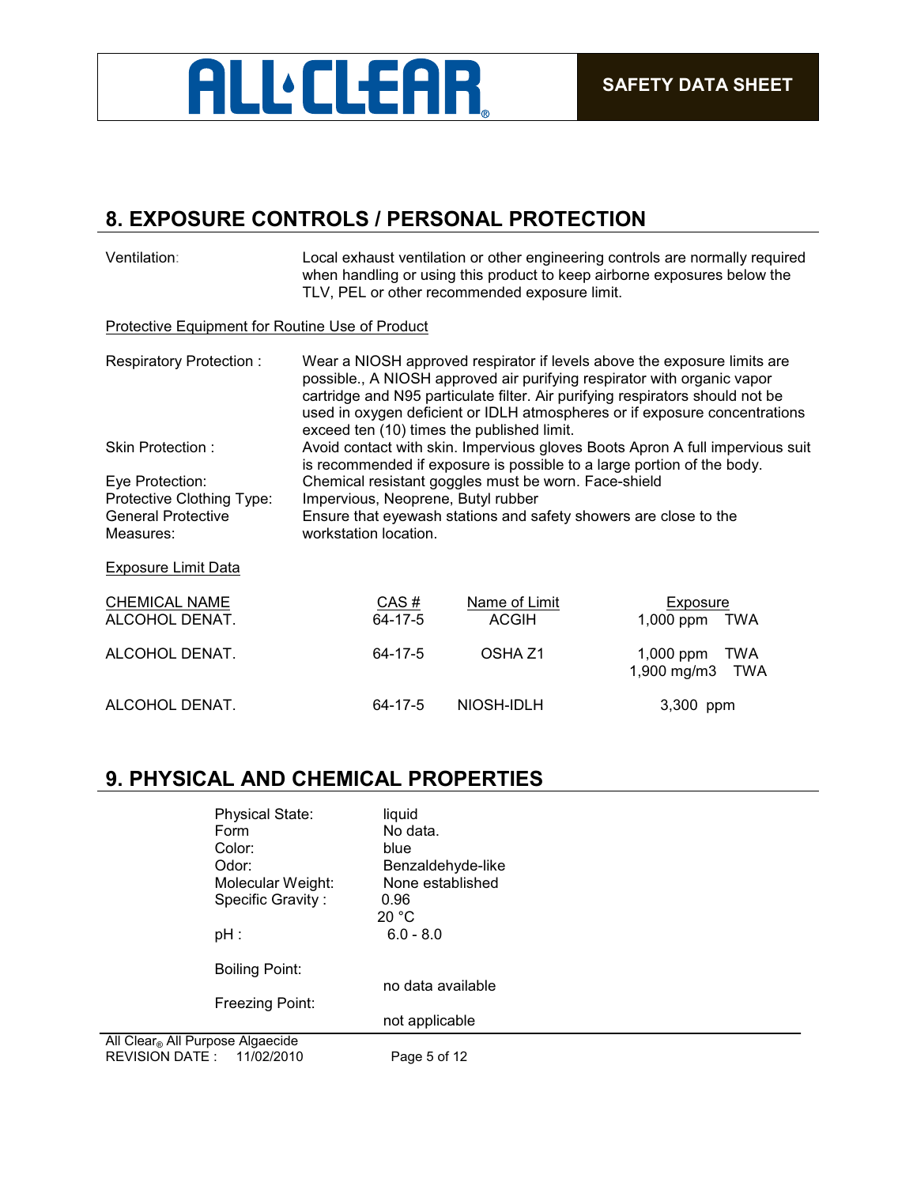## 8. EXPOSURE CONTROLS / PERSONAL PROTECTION

Ventilation: Local exhaust ventilation or other engineering controls are normally required when handling or using this product to keep airborne exposures below the TLV, PEL or other recommended exposure limit.

Protective Equipment for Routine Use of Product

Respiratory Protection : Wear a NIOSH approved respirator if levels above the exposure limits are possible., A NIOSH approved air purifying respirator with organic vapor cartridge and N95 particulate filter. Air purifying respirators should not be used in oxygen deficient or IDLH atmospheres or if exposure concentrations exceed ten (10) times the published limit.

Skin Protection : Avoid contact with skin. Impervious gloves Boots Apron A full impervious suit is recommended if exposure is possible to a large portion of the body.

Eye Protection: Chemical resistant goggles must be worn. Face-shield

Protective Clothing Type: Impervious, Neoprene, Butyl rubber

General Protective Measures: Ensure that eyewash stations and safety showers are close to the workstation location.

Exposure Limit Data

| CHEMICAL NAME | CAS # | Name of Limit | Exposure |
|---|---|---|---|
| ALCOHOL DENAT. | 64-17-5 | ACGIH | 1,000 ppm TWA |
| ALCOHOL DENAT. | 64-17-5 | OSHA Z1 | 1,000 ppm TWA<br>1,900 mg/m3 TWA |
| ALCOHOL DENAT. | 64-17-5 | NIOSH-IDLH | 3,300 ppm |

## 9. PHYSICAL AND CHEMICAL PROPERTIES

| | |
|---|---|
| Physical State: | liquid |
| Form | No data. |
| Color: | blue |
| Odor: | Benzaldehyde-like |
| Molecular Weight: | None established |
| Specific Gravity : | 0.96<br>20 °C |
| pH : | 6.0 - 8.0 |
| Boiling Point: | no data available |
| Freezing Point: | not applicable |

All Clear® All Purpose Algaecide
REVISION DATE : 11/02/2010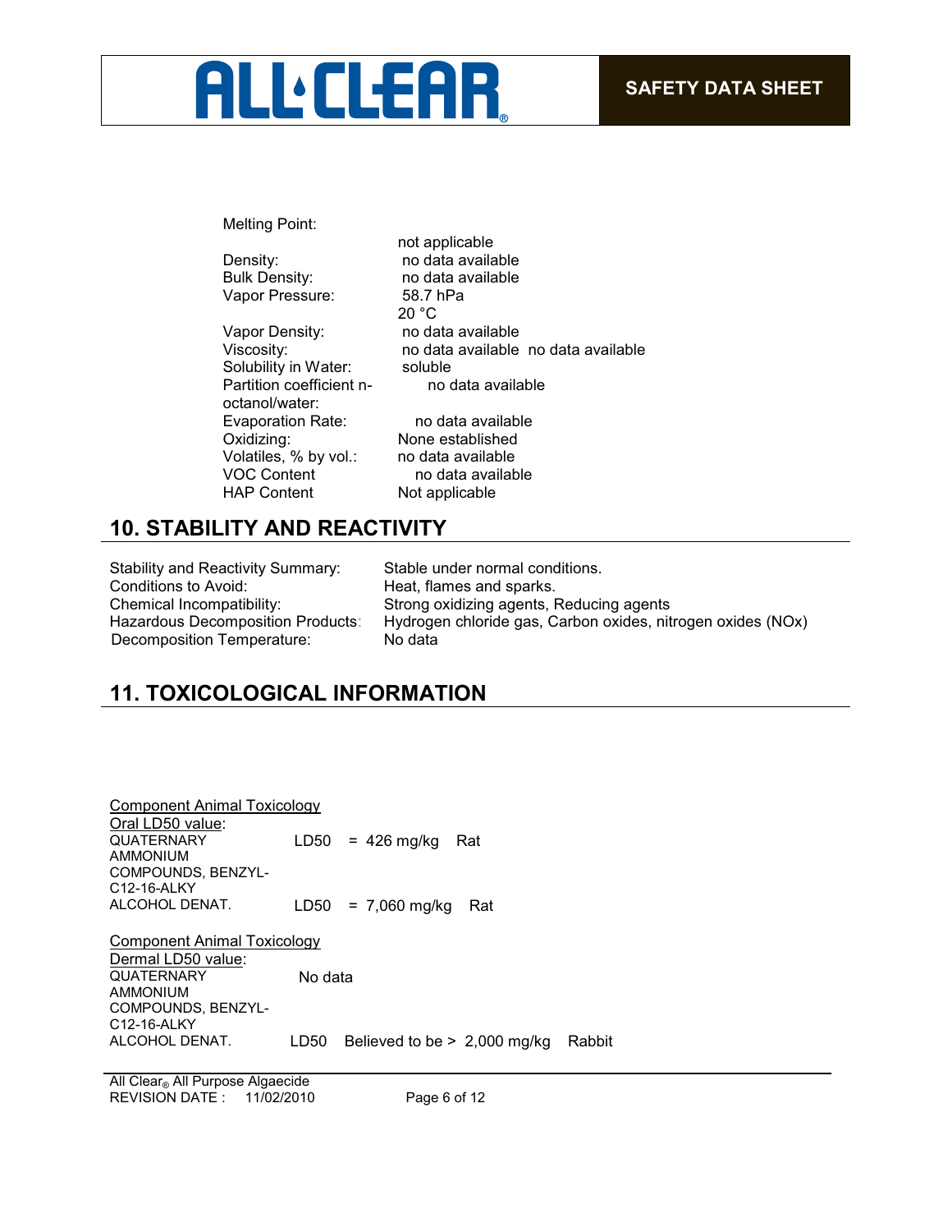| | |
|---|---|
| Melting Point: | not applicable |
| Density: | no data available |
| Bulk Density: | no data available |
| Vapor Pressure: | 58.7 hPa<br>20 °C |
| Vapor Density: | no data available |
| Viscosity: | no data available no data available |
| Solubility in Water: | soluble |
| Partition coefficient n-octanol/water: | no data available |
| Evaporation Rate: | no data available |
| Oxidizing: | None established |
| Volatiles, % by vol.: | no data available |
| VOC Content | no data available |
| HAP Content | Not applicable |

## 10. STABILITY AND REACTIVITY

| | |
|---|---|
| Stability and Reactivity Summary: | Stable under normal conditions. |
| Conditions to Avoid: | Heat, flames and sparks. |
| Chemical Incompatibility: | Strong oxidizing agents, Reducing agents |
| Hazardous Decomposition Products: | Hydrogen chloride gas, Carbon oxides, nitrogen oxides (NOx) |
| Decomposition Temperature: | No data |

## 11. TOXICOLOGICAL INFORMATION

Component Animal Toxicology
Oral LD50 value:

| | | | |
|---|---|---|---|
| QUATERNARY AMMONIUM COMPOUNDS, BENZYL-C12-16-ALKY | LD50 | = 426 mg/kg | Rat |
| ALCOHOL DENAT. | LD50 | = 7,060 mg/kg | Rat |

Component Animal Toxicology
Dermal LD50 value:

| | | | |
|---|---|---|---|
| QUATERNARY AMMONIUM COMPOUNDS, BENZYL-C12-16-ALKY | No data | | |
| ALCOHOL DENAT. | LD50 | Believed to be > 2,000 mg/kg | Rabbit |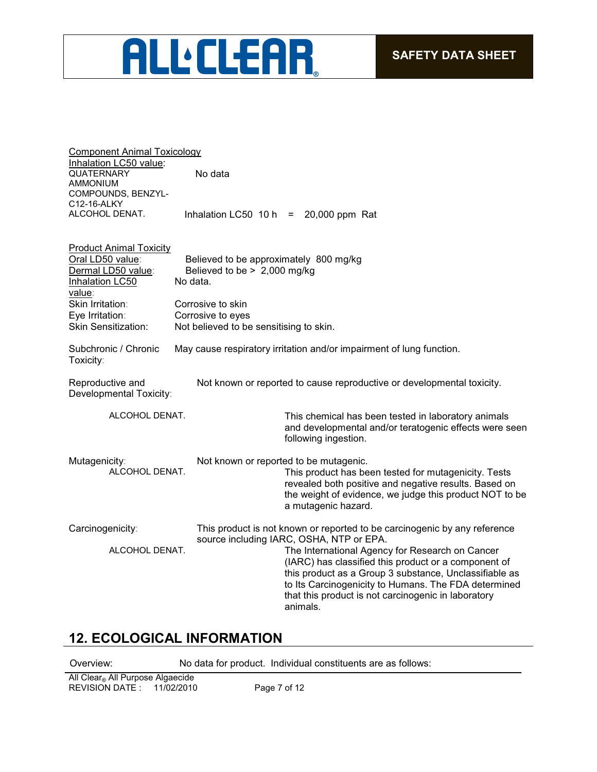Component Animal Toxicology

Inhalation LC50 value:

| | |
|---|---|
| QUATERNARY AMMONIUM COMPOUNDS, BENZYL-C12-16-ALKY | No data |
| ALCOHOL DENAT. | Inhalation LC50 10 h = 20,000 ppm Rat |

Product Animal Toxicity

| | |
|---|---|
| Oral LD50 value: | Believed to be approximately 800 mg/kg |
| Dermal LD50 value: | Believed to be > 2,000 mg/kg |
| Inhalation LC50 value: | No data. |
| Skin Irritation: | Corrosive to skin |
| Eye Irritation: | Corrosive to eyes |
| Skin Sensitization: | Not believed to be sensitising to skin. |
| Subchronic / Chronic Toxicity: | May cause respiratory irritation and/or impairment of lung function. |

Reproductive and Developmental Toxicity: Not known or reported to cause reproductive or developmental toxicity.

ALCOHOL DENAT. This chemical has been tested in laboratory animals and developmental and/or teratogenic effects were seen following ingestion.

Mutagenicity: Not known or reported to be mutagenic.

ALCOHOL DENAT. This product has been tested for mutagenicity. Tests revealed both positive and negative results. Based on the weight of evidence, we judge this product NOT to be a mutagenic hazard.

Carcinogenicity: This product is not known or reported to be carcinogenic by any reference source including IARC, OSHA, NTP or EPA.

ALCOHOL DENAT. The International Agency for Research on Cancer (IARC) has classified this product or a component of this product as a Group 3 substance, Unclassifiable as to Its Carcinogenicity to Humans. The FDA determined that this product is not carcinogenic in laboratory animals.

## 12. ECOLOGICAL INFORMATION

Overview: No data for product. Individual constituents are as follows: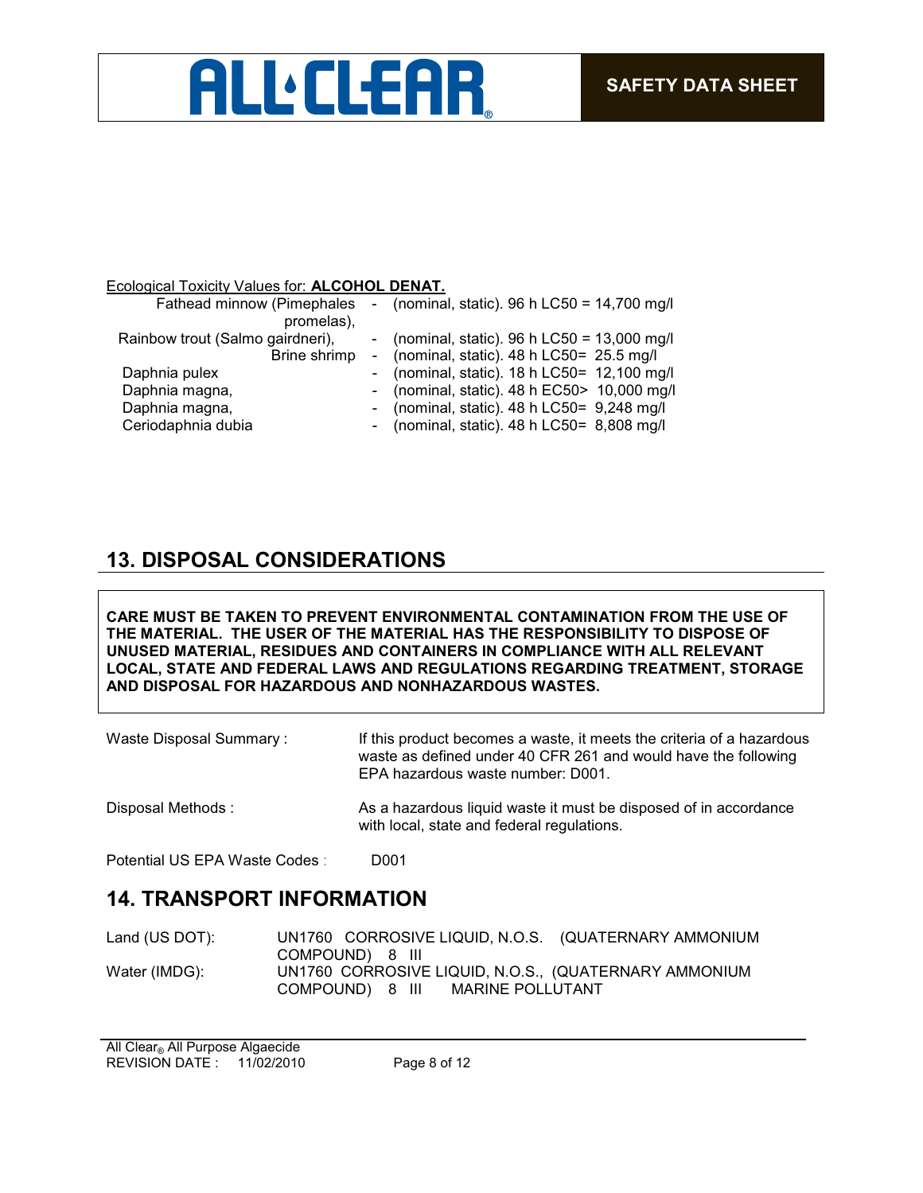Ecological Toxicity Values for: **ALCOHOL DENAT.**

| | | |
|---|---|---|
| Fathead minnow (Pimephales promelas), | - | (nominal, static). 96 h LC50 = 14,700 mg/l |
| Rainbow trout (Salmo gairdneri), | - | (nominal, static). 96 h LC50 = 13,000 mg/l |
| Brine shrimp | - | (nominal, static). 48 h LC50= 25.5 mg/l |
| Daphnia pulex | - | (nominal, static). 18 h LC50= 12,100 mg/l |
| Daphnia magna, | - | (nominal, static). 48 h EC50> 10,000 mg/l |
| Daphnia magna, | - | (nominal, static). 48 h LC50= 9,248 mg/l |
| Ceriodaphnia dubia | - | (nominal, static). 48 h LC50= 8,808 mg/l |

## 13. DISPOSAL CONSIDERATIONS

**CARE MUST BE TAKEN TO PREVENT ENVIRONMENTAL CONTAMINATION FROM THE USE OF THE MATERIAL. THE USER OF THE MATERIAL HAS THE RESPONSIBILITY TO DISPOSE OF UNUSED MATERIAL, RESIDUES AND CONTAINERS IN COMPLIANCE WITH ALL RELEVANT LOCAL, STATE AND FEDERAL LAWS AND REGULATIONS REGARDING TREATMENT, STORAGE AND DISPOSAL FOR HAZARDOUS AND NONHAZARDOUS WASTES.**

Waste Disposal Summary : If this product becomes a waste, it meets the criteria of a hazardous waste as defined under 40 CFR 261 and would have the following EPA hazardous waste number: D001.

Disposal Methods : As a hazardous liquid waste it must be disposed of in accordance with local, state and federal regulations.

Potential US EPA Waste Codes : D001

## 14. TRANSPORT INFORMATION

Land (US DOT): UN1760 CORROSIVE LIQUID, N.O.S. (QUATERNARY AMMONIUM COMPOUND) 8 III

Water (IMDG): UN1760 CORROSIVE LIQUID, N.O.S., (QUATERNARY AMMONIUM COMPOUND) 8 III MARINE POLLUTANT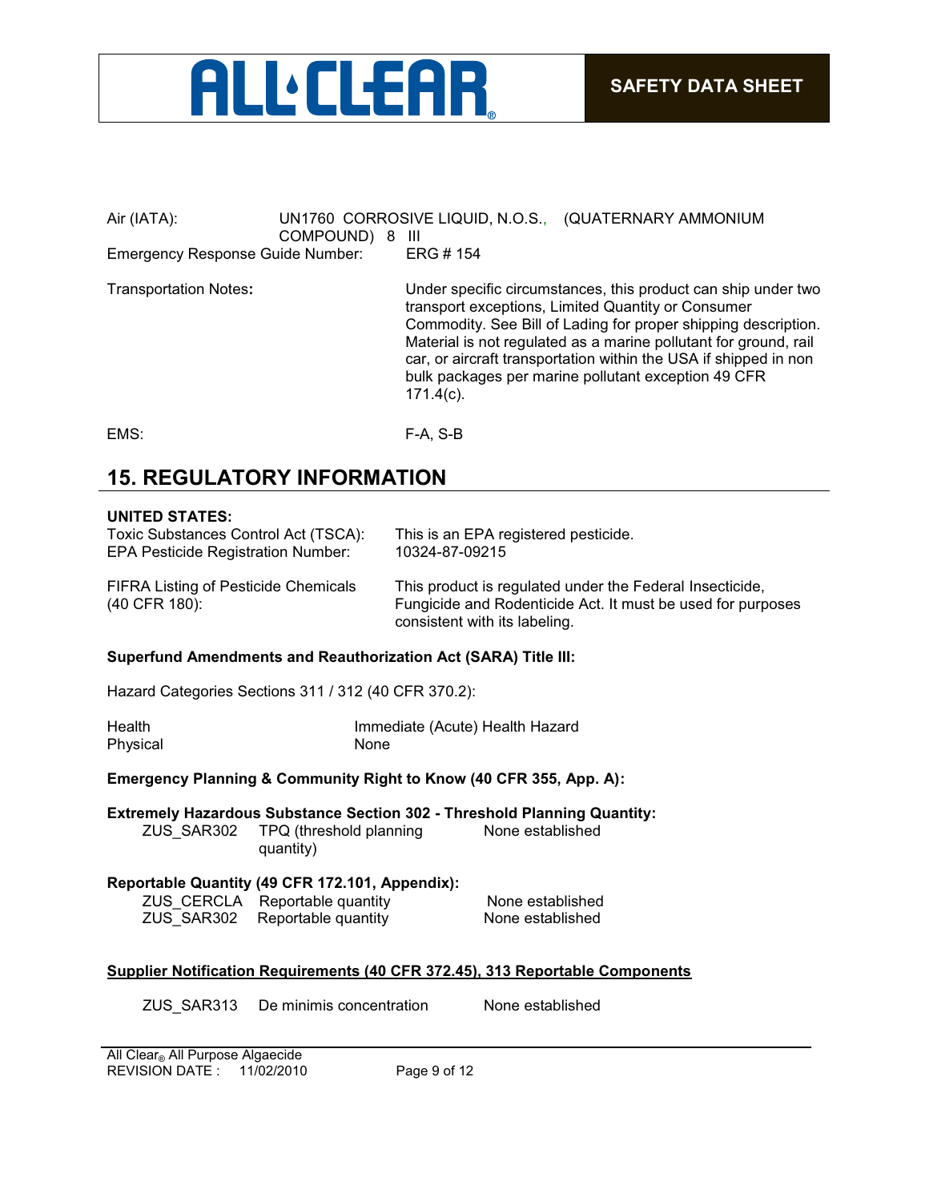| | |
|---|---|
| Air (IATA): | UN1760 CORROSIVE LIQUID, N.O.S., (QUATERNARY AMMONIUM COMPOUND) 8 III |
| Emergency Response Guide Number: | ERG # 154 |
| Transportation Notes: | Under specific circumstances, this product can ship under two transport exceptions, Limited Quantity or Consumer Commodity. See Bill of Lading for proper shipping description. Material is not regulated as a marine pollutant for ground, rail car, or aircraft transportation within the USA if shipped in non bulk packages per marine pollutant exception 49 CFR 171.4(c). |
| EMS: | F-A, S-B |

## 15. REGULATORY INFORMATION

**UNITED STATES:**

| | |
|---|---|
| Toxic Substances Control Act (TSCA): | This is an EPA registered pesticide. |
| EPA Pesticide Registration Number: | 10324-87-09215 |
| FIFRA Listing of Pesticide Chemicals (40 CFR 180): | This product is regulated under the Federal Insecticide, Fungicide and Rodenticide Act. It must be used for purposes consistent with its labeling. |

**Superfund Amendments and Reauthorization Act (SARA) Title III:**

Hazard Categories Sections 311 / 312 (40 CFR 370.2):

| | |
|---|---|
| Health | Immediate (Acute) Health Hazard |
| Physical | None |

**Emergency Planning & Community Right to Know (40 CFR 355, App. A):**

**Extremely Hazardous Substance Section 302 - Threshold Planning Quantity:**

| | | |
|---|---|---|
| ZUS_SAR302 | TPQ (threshold planning quantity) | None established |

**Reportable Quantity (49 CFR 172.101, Appendix):**

| | | |
|---|---|---|
| ZUS_CERCLA | Reportable quantity | None established |
| ZUS_SAR302 | Reportable quantity | None established |

**Supplier Notification Requirements (40 CFR 372.45), 313 Reportable Components**

| | | |
|---|---|---|
| ZUS_SAR313 | De minimis concentration | None established |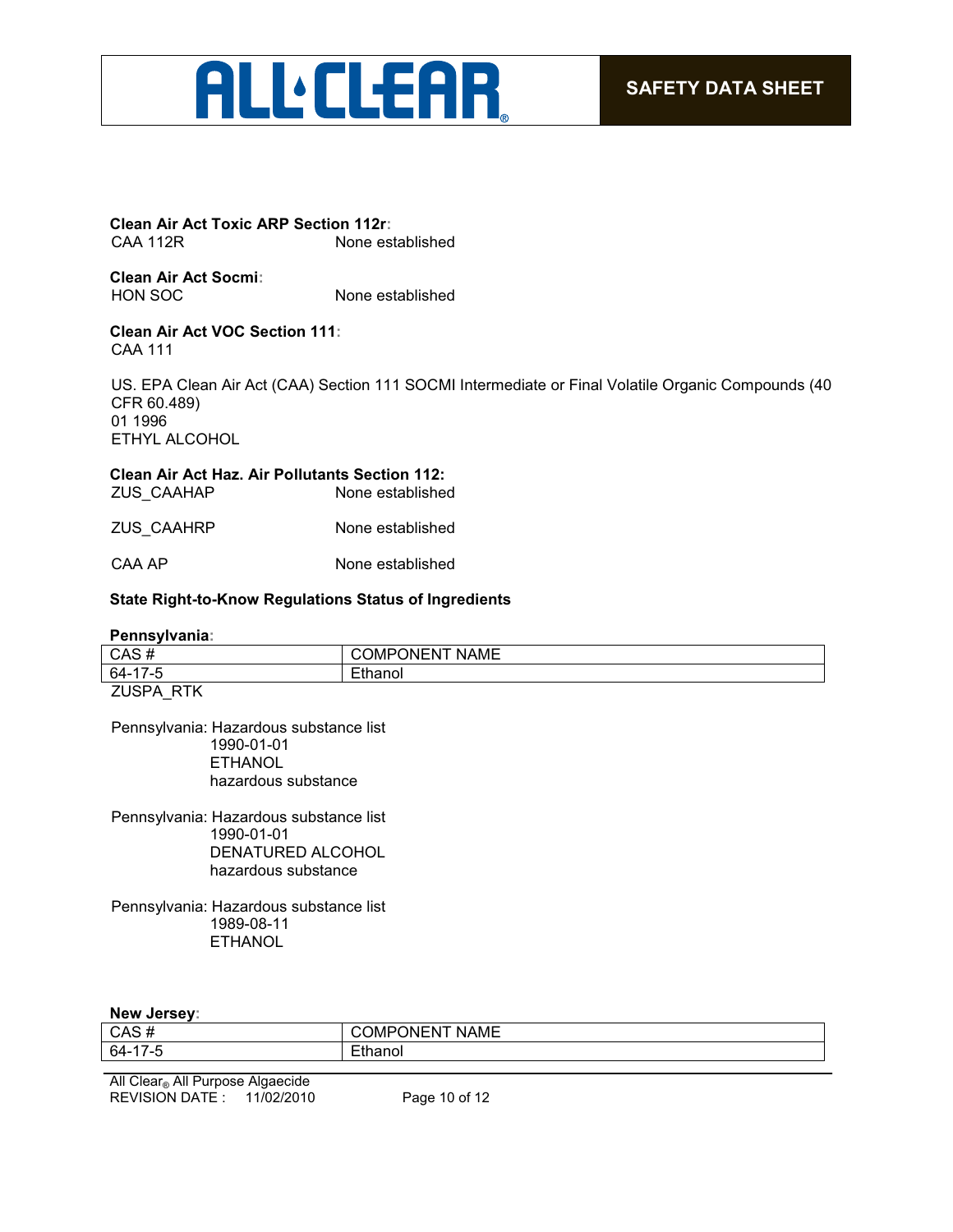**Clean Air Act Toxic ARP Section 112r:**

CAA 112R None established

**Clean Air Act Socmi:**

HON SOC None established

**Clean Air Act VOC Section 111:**

CAA 111

US. EPA Clean Air Act (CAA) Section 111 SOCMI Intermediate or Final Volatile Organic Compounds (40 CFR 60.489)
01 1996
ETHYL ALCOHOL

**Clean Air Act Haz. Air Pollutants Section 112:**

ZUS_CAAHAP None established

ZUS_CAAHRP None established

CAA AP None established

**State Right-to-Know Regulations Status of Ingredients**

**Pennsylvania:**

| CAS # | COMPONENT NAME |
|---|---|
| 64-17-5 | Ethanol |

ZUSPA_RTK

Pennsylvania: Hazardous substance list
1990-01-01
ETHANOL
hazardous substance

Pennsylvania: Hazardous substance list
1990-01-01
DENATURED ALCOHOL
hazardous substance

Pennsylvania: Hazardous substance list
1989-08-11
ETHANOL

**New Jersey:**

| CAS # | COMPONENT NAME |
|---|---|
| 64-17-5 | Ethanol |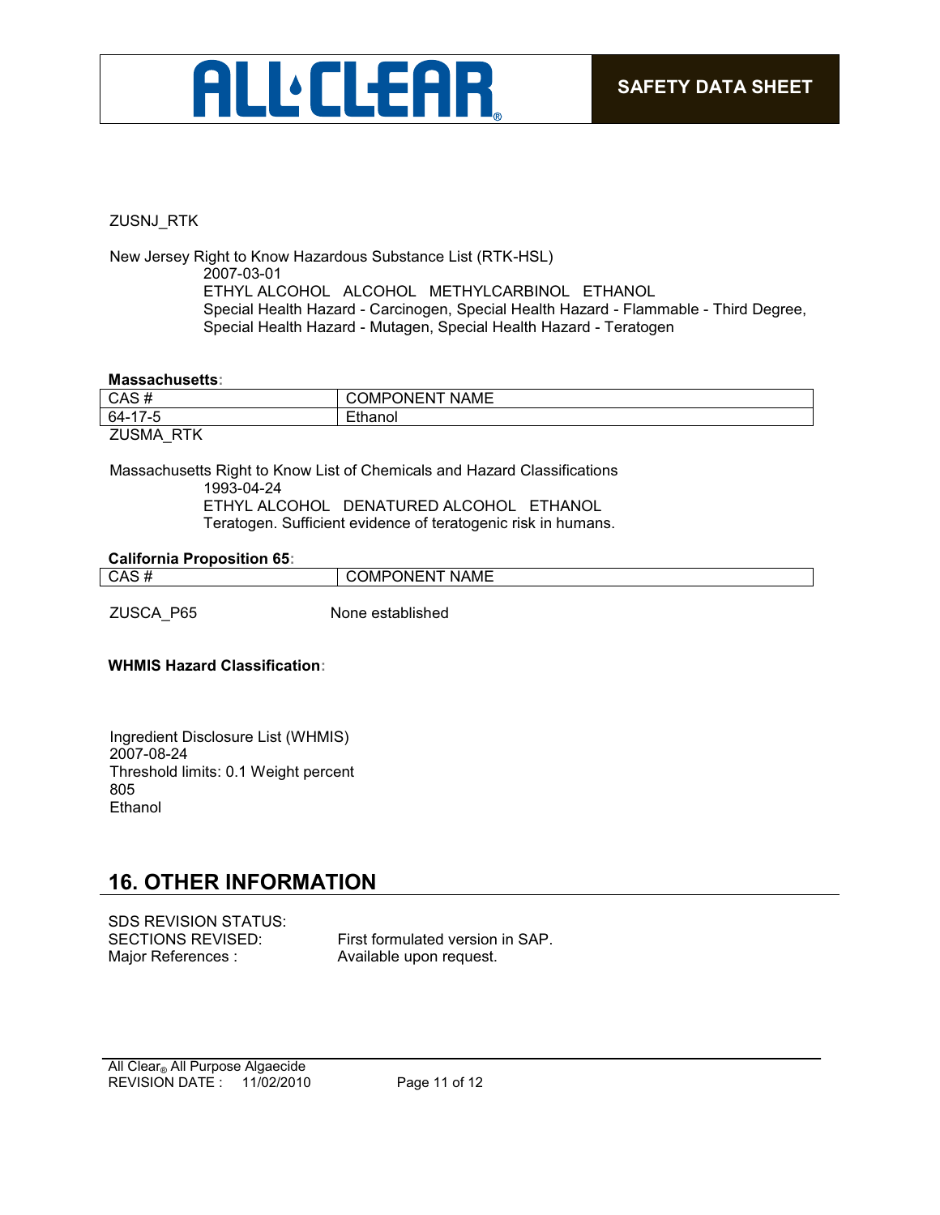ZUSNJ_RTK

New Jersey Right to Know Hazardous Substance List (RTK-HSL)
2007-03-01
ETHYL ALCOHOL ALCOHOL METHYLCARBINOL ETHANOL
Special Health Hazard - Carcinogen, Special Health Hazard - Flammable - Third Degree, Special Health Hazard - Mutagen, Special Health Hazard - Teratogen

**Massachusetts:**

| CAS # | COMPONENT NAME |
|---|---|
| 64-17-5 | Ethanol |

ZUSMA_RTK

Massachusetts Right to Know List of Chemicals and Hazard Classifications
1993-04-24
ETHYL ALCOHOL DENATURED ALCOHOL ETHANOL
Teratogen. Sufficient evidence of teratogenic risk in humans.

**California Proposition 65:**

| CAS # | COMPONENT NAME |
|---|---|

ZUSCA_P65 None established

**WHMIS Hazard Classification:**

Ingredient Disclosure List (WHMIS)
2007-08-24
Threshold limits: 0.1 Weight percent
805
Ethanol

## 16. OTHER INFORMATION

SDS REVISION STATUS:
SECTIONS REVISED: First formulated version in SAP.
Major References : Available upon request.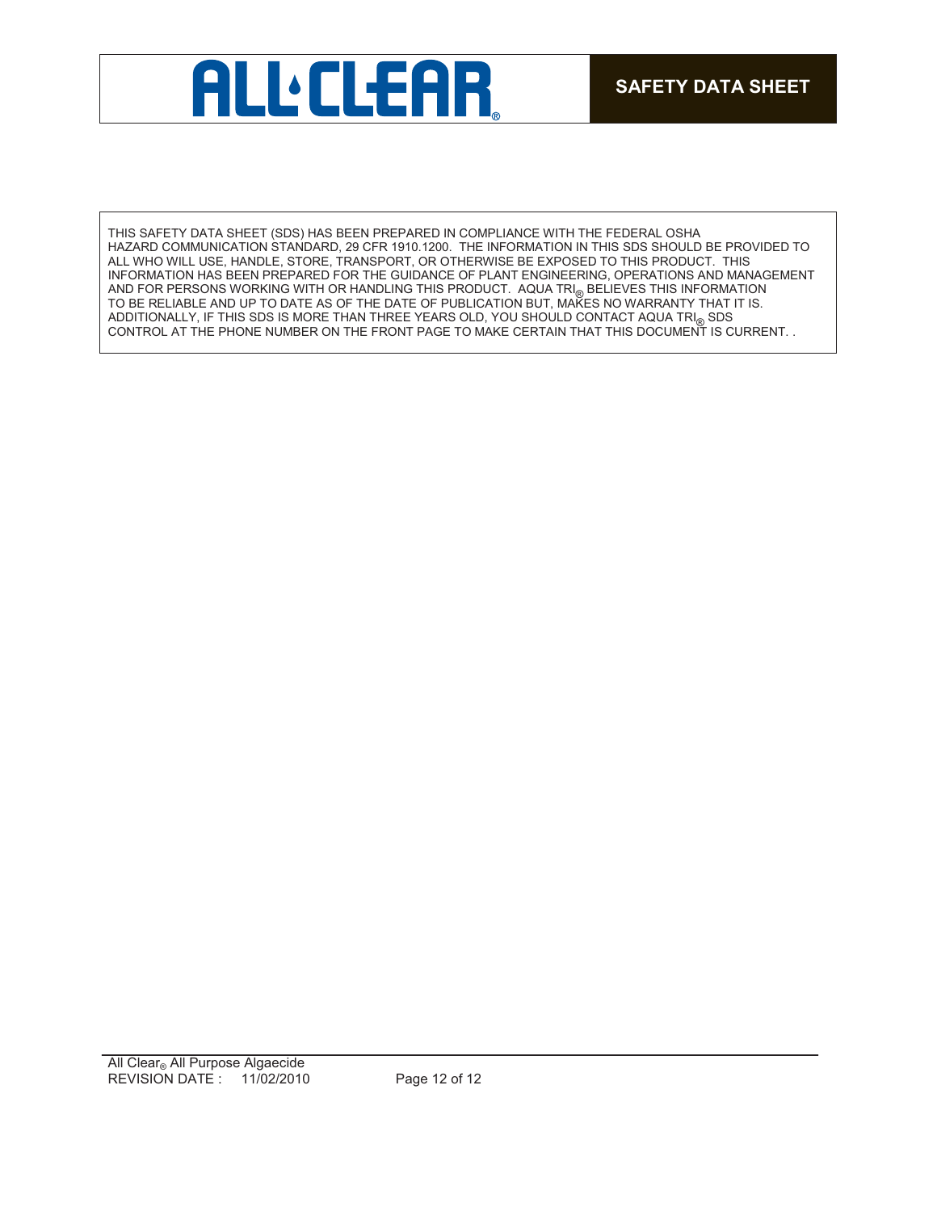THIS SAFETY DATA SHEET (SDS) HAS BEEN PREPARED IN COMPLIANCE WITH THE FEDERAL OSHA HAZARD COMMUNICATION STANDARD, 29 CFR 1910.1200. THE INFORMATION IN THIS SDS SHOULD BE PROVIDED TO ALL WHO WILL USE, HANDLE, STORE, TRANSPORT, OR OTHERWISE BE EXPOSED TO THIS PRODUCT. THIS INFORMATION HAS BEEN PREPARED FOR THE GUIDANCE OF PLANT ENGINEERING, OPERATIONS AND MANAGEMENT AND FOR PERSONS WORKING WITH OR HANDLING THIS PRODUCT. AQUA TRI® BELIEVES THIS INFORMATION TO BE RELIABLE AND UP TO DATE AS OF THE DATE OF PUBLICATION BUT, MAKES NO WARRANTY THAT IT IS. ADDITIONALLY, IF THIS SDS IS MORE THAN THREE YEARS OLD, YOU SHOULD CONTACT AQUA TRI® SDS CONTROL AT THE PHONE NUMBER ON THE FRONT PAGE TO MAKE CERTAIN THAT THIS DOCUMENT IS CURRENT. .